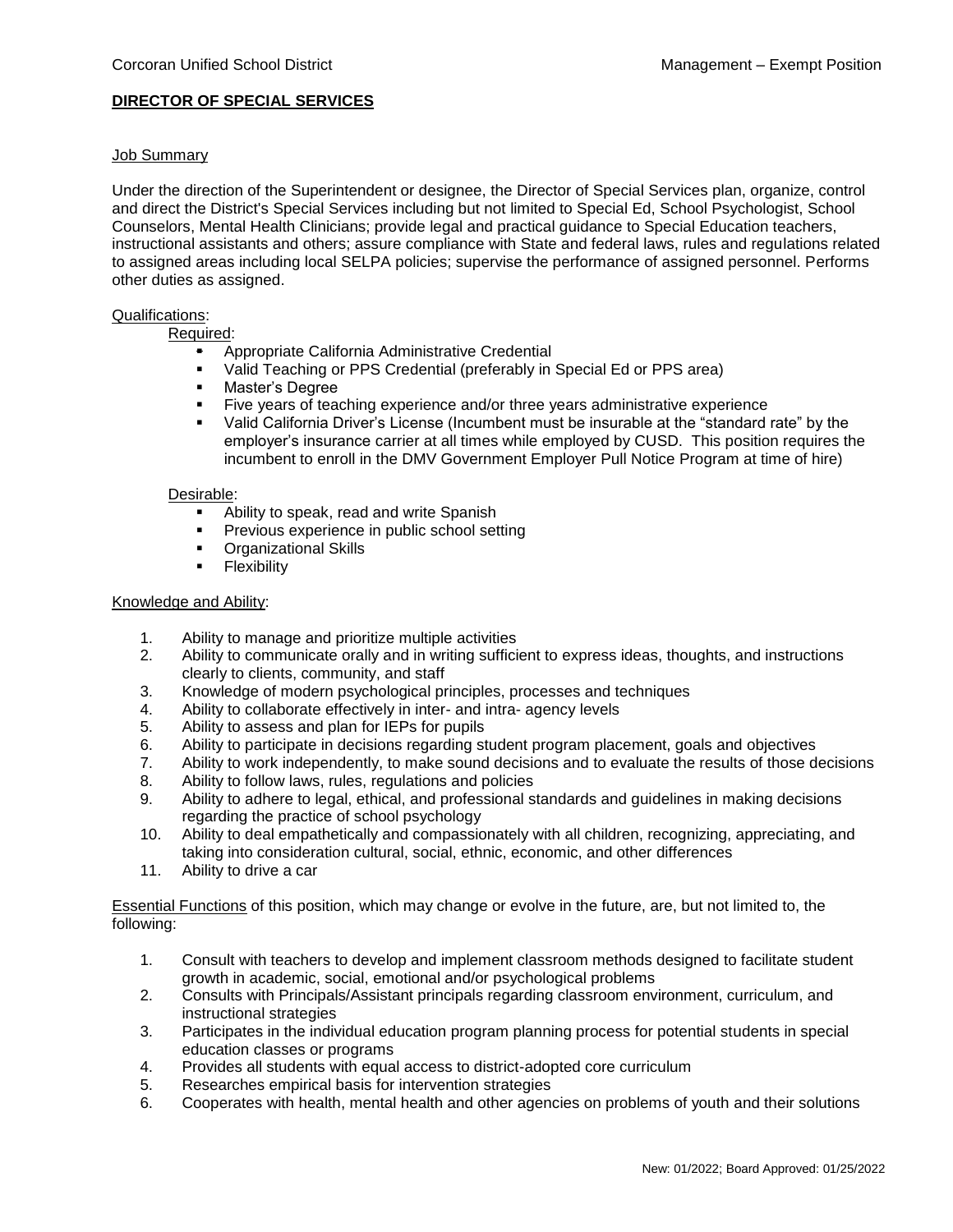Corcoran Unified School District | Management – Exempt Position

## DIRECTOR OF SPECIAL SERVICES

### Job Summary

Under the direction of the Superintendent or designee, the Director of Special Services plan, organize, control and direct the District's Special Services including but not limited to Special Ed, School Psychologist, School Counselors, Mental Health Clinicians; provide legal and practical guidance to Special Education teachers, instructional assistants and others; assure compliance with State and federal laws, rules and regulations related to assigned areas including local SELPA policies; supervise the performance of assigned personnel. Performs other duties as assigned.

### Qualifications:

Required:

- Appropriate California Administrative Credential
- Valid Teaching or PPS Credential (preferably in Special Ed or PPS area)
- Master's Degree
- Five years of teaching experience and/or three years administrative experience
- Valid California Driver's License (Incumbent must be insurable at the "standard rate" by the employer's insurance carrier at all times while employed by CUSD. This position requires the incumbent to enroll in the DMV Government Employer Pull Notice Program at time of hire)

Desirable:

- Ability to speak, read and write Spanish
- Previous experience in public school setting
- Organizational Skills
- Flexibility

### Knowledge and Ability:

1. Ability to manage and prioritize multiple activities
2. Ability to communicate orally and in writing sufficient to express ideas, thoughts, and instructions clearly to clients, community, and staff
3. Knowledge of modern psychological principles, processes and techniques
4. Ability to collaborate effectively in inter- and intra- agency levels
5. Ability to assess and plan for IEPs for pupils
6. Ability to participate in decisions regarding student program placement, goals and objectives
7. Ability to work independently, to make sound decisions and to evaluate the results of those decisions
8. Ability to follow laws, rules, regulations and policies
9. Ability to adhere to legal, ethical, and professional standards and guidelines in making decisions regarding the practice of school psychology
10. Ability to deal empathetically and compassionately with all children, recognizing, appreciating, and taking into consideration cultural, social, ethnic, economic, and other differences
11. Ability to drive a car

Essential Functions of this position, which may change or evolve in the future, are, but not limited to, the following:

1. Consult with teachers to develop and implement classroom methods designed to facilitate student growth in academic, social, emotional and/or psychological problems
2. Consults with Principals/Assistant principals regarding classroom environment, curriculum, and instructional strategies
3. Participates in the individual education program planning process for potential students in special education classes or programs
4. Provides all students with equal access to district-adopted core curriculum
5. Researches empirical basis for intervention strategies
6. Cooperates with health, mental health and other agencies on problems of youth and their solutions

New: 01/2022; Board Approved: 01/25/2022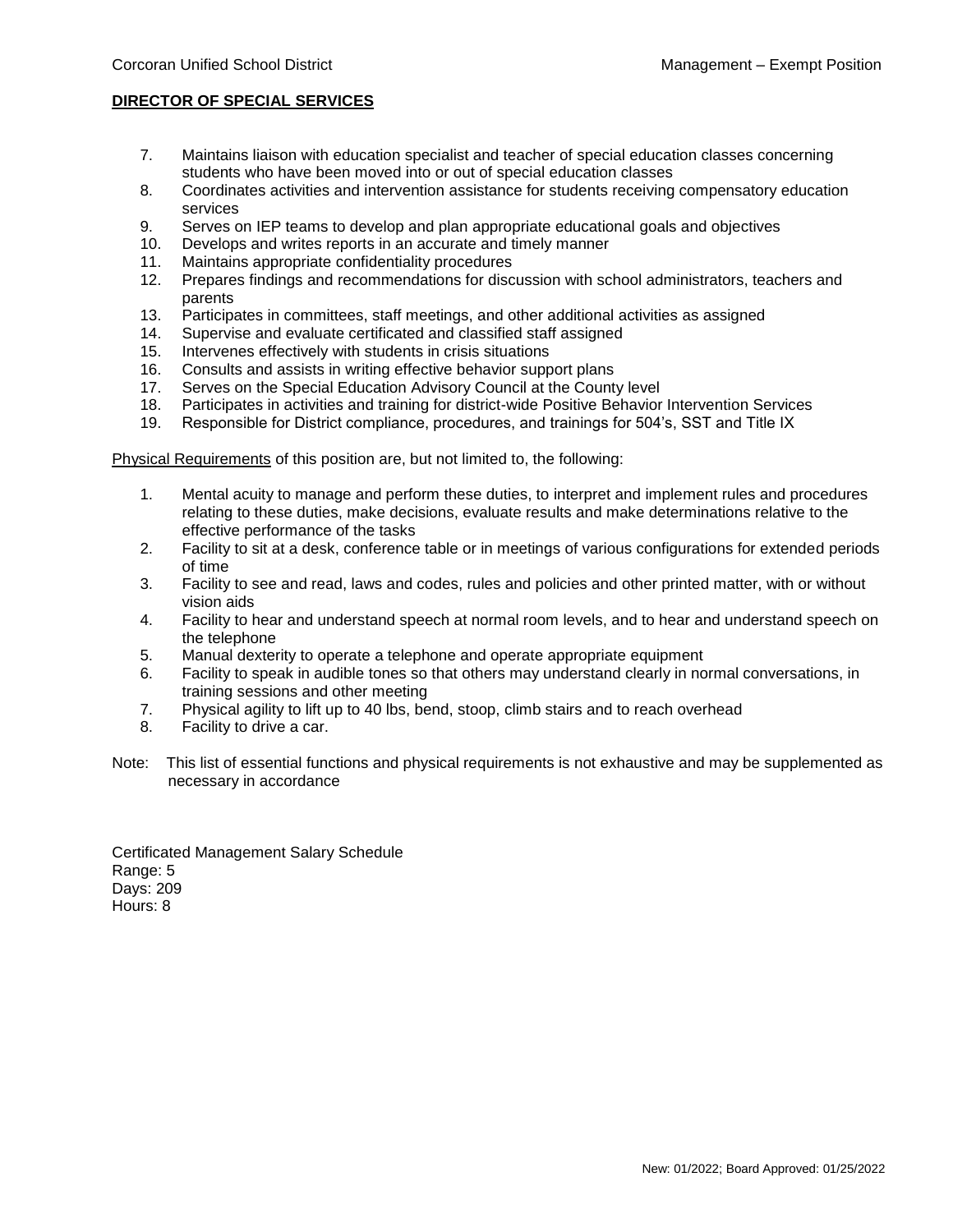**DIRECTOR OF SPECIAL SERVICES**

7. Maintains liaison with education specialist and teacher of special education classes concerning students who have been moved into or out of special education classes
8. Coordinates activities and intervention assistance for students receiving compensatory education services
9. Serves on IEP teams to develop and plan appropriate educational goals and objectives
10. Develops and writes reports in an accurate and timely manner
11. Maintains appropriate confidentiality procedures
12. Prepares findings and recommendations for discussion with school administrators, teachers and parents
13. Participates in committees, staff meetings, and other additional activities as assigned
14. Supervise and evaluate certificated and classified staff assigned
15. Intervenes effectively with students in crisis situations
16. Consults and assists in writing effective behavior support plans
17. Serves on the Special Education Advisory Council at the County level
18. Participates in activities and training for district-wide Positive Behavior Intervention Services
19. Responsible for District compliance, procedures, and trainings for 504's, SST and Title IX

Physical Requirements of this position are, but not limited to, the following:

1. Mental acuity to manage and perform these duties, to interpret and implement rules and procedures relating to these duties, make decisions, evaluate results and make determinations relative to the effective performance of the tasks
2. Facility to sit at a desk, conference table or in meetings of various configurations for extended periods of time
3. Facility to see and read, laws and codes, rules and policies and other printed matter, with or without vision aids
4. Facility to hear and understand speech at normal room levels, and to hear and understand speech on the telephone
5. Manual dexterity to operate a telephone and operate appropriate equipment
6. Facility to speak in audible tones so that others may understand clearly in normal conversations, in training sessions and other meeting
7. Physical agility to lift up to 40 lbs, bend, stoop, climb stairs and to reach overhead
8. Facility to drive a car.

Note: This list of essential functions and physical requirements is not exhaustive and may be supplemented as necessary in accordance

Certificated Management Salary Schedule
Range: 5
Days: 209
Hours: 8

New: 01/2022; Board Approved: 01/25/2022